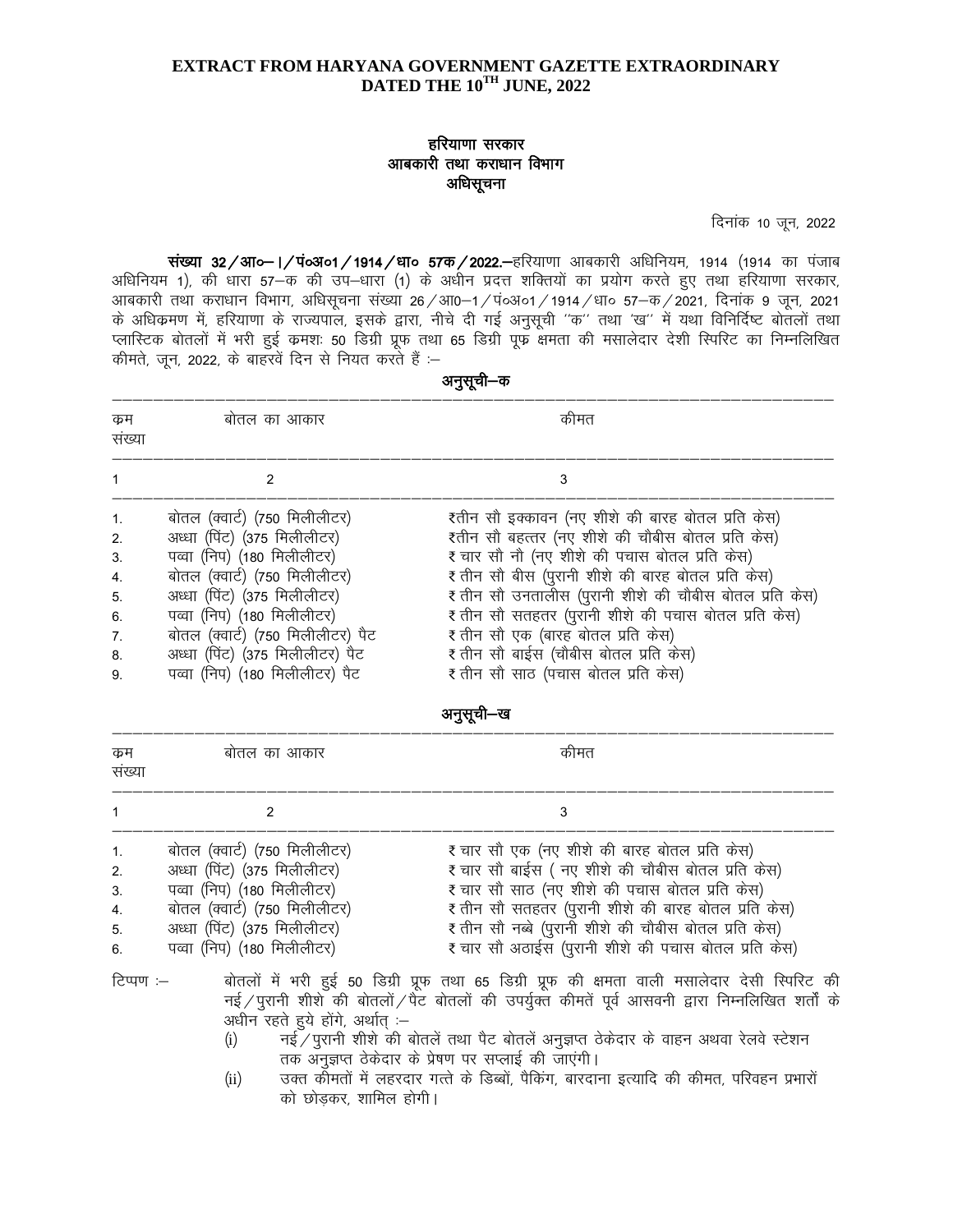**EXTRACT FROM HARYANA GOVERNMENT GAZETTE EXTRAORDINARY DATED THE 10TH JUNE, 2022**

**हरियाणा सरकार**
**आबकारी तथा कराधान विभाग**
**अधिसूचना**

दिनांक 10 जून, 2022

**संख्या 32/आ०–।/पं०अ०1/1914/धा० 57क/2022.**—हरियाणा आबकारी अधिनियम, 1914 (1914 का पंजाब अधिनियम 1), की धारा 57–क की उप–धारा (1) के अधीन प्रदत्त शक्तियों का प्रयोग करते हुए तथा हरियाणा सरकार, आबकारी तथा कराधान विभाग, अधिसूचना संख्या 26/आ0–1/पं०अ०1/1914/धा० 57–क/2021, दिनांक 9 जून, 2021 के अधिक्रमण में, हरियाणा के राज्यपाल, इसके द्वारा, नीचे दी गई अनुसूची ''क'' तथा 'ख'' में यथा विनिर्दिष्ट बोतलों तथा प्लास्टिक बोतलों में भरी हुई क्रमशः 50 डिग्री प्रूफ तथा 65 डिग्री प्रूफ क्षमता की मसालेदार देशी स्पिरिट का निम्नलिखित कीमते, जून, 2022, के बाहरवें दिन से नियत करते हैं :–

**अनुसूची–क**

| क्रम संख्या | बोतल का आकार | कीमत |
|---|---|---|
| 1 | 2 | 3 |
| 1. | बोतल (क्वार्ट) (750 मिलीलीटर) | ₹तीन सौ इक्कावन (नए शीशे की बारह बोतल प्रति केस) |
| 2. | अध्धा (पिंट) (375 मिलीलीटर) | ₹तीन सौ बहत्तर (नए शीशे की चौबीस बोतल प्रति केस) |
| 3. | पव्वा (निप) (180 मिलीलीटर) | ₹ चार सौ नौ (नए शीशे की पचास बोतल प्रति केस) |
| 4. | बोतल (क्वार्ट) (750 मिलीलीटर) | ₹ तीन सौ बीस (पुरानी शीशे की बारह बोतल प्रति केस) |
| 5. | अध्धा (पिंट) (375 मिलीलीटर) | ₹ तीन सौ उनतालीस (पुरानी शीशे की चौबीस बोतल प्रति केस) |
| 6. | पव्वा (निप) (180 मिलीलीटर) | ₹ तीन सौ सतहतर (पुरानी शीशे की पचास बोतल प्रति केस) |
| 7. | बोतल (क्वार्ट) (750 मिलीलीटर) पैट | ₹ तीन सौ एक (बारह बोतल प्रति केस) |
| 8. | अध्धा (पिंट) (375 मिलीलीटर) पैट | ₹ तीन सौ बाईस (चौबीस बोतल प्रति केस) |
| 9. | पव्वा (निप) (180 मिलीलीटर) पैट | ₹ तीन सौ साठ (पचास बोतल प्रति केस) |

**अनुसूची–ख**

| क्रम संख्या | बोतल का आकार | कीमत |
|---|---|---|
| 1 | 2 | 3 |
| 1. | बोतल (क्वार्ट) (750 मिलीलीटर) | ₹ चार सौ एक (नए शीशे की बारह बोतल प्रति केस) |
| 2. | अध्धा (पिंट) (375 मिलीलीटर) | ₹ चार सौ बाईस ( नए शीशे की चौबीस बोतल प्रति केस) |
| 3. | पव्वा (निप) (180 मिलीलीटर) | ₹ चार सौ साठ (नए शीशे की पचास बोतल प्रति केस) |
| 4. | बोतल (क्वार्ट) (750 मिलीलीटर) | ₹ तीन सौ सतहतर (पुरानी शीशे की बारह बोतल प्रति केस) |
| 5. | अध्धा (पिंट) (375 मिलीलीटर) | ₹ तीन सौ नब्बे (पुरानी शीशे की चौबीस बोतल प्रति केस) |
| 6. | पव्वा (निप) (180 मिलीलीटर) | ₹ चार सौ अठाईस (पुरानी शीशे की पचास बोतल प्रति केस) |

टिप्पण :– बोतलों में भरी हुई 50 डिग्री प्रूफ तथा 65 डिग्री प्रूफ की क्षमता वाली मसालेदार देसी स्पिरिट की नई/पुरानी शीशे की बोतलें/पैट बोतलों की उपर्युक्त कीमतें पूर्व आसवनी द्वारा निम्नलिखित शर्तों के अधीन रहते हुये होंगे, अर्थात् :–

(i) नई/पुरानी शीशे की बोतलें तथा पैट बोतलें अनुज्ञप्त ठेकेदार के वाहन अथवा रेलवे स्टेशन तक अनुज्ञप्त ठेकेदार के प्रेषण पर सप्लाई की जाएंगी।

(ii) उक्त कीमतों में लहरदार गत्ते के डिब्बों, पैकिंग, बारदाना इत्यादि की कीमत, परिवहन प्रभारों को छोड़कर, शामिल होगी।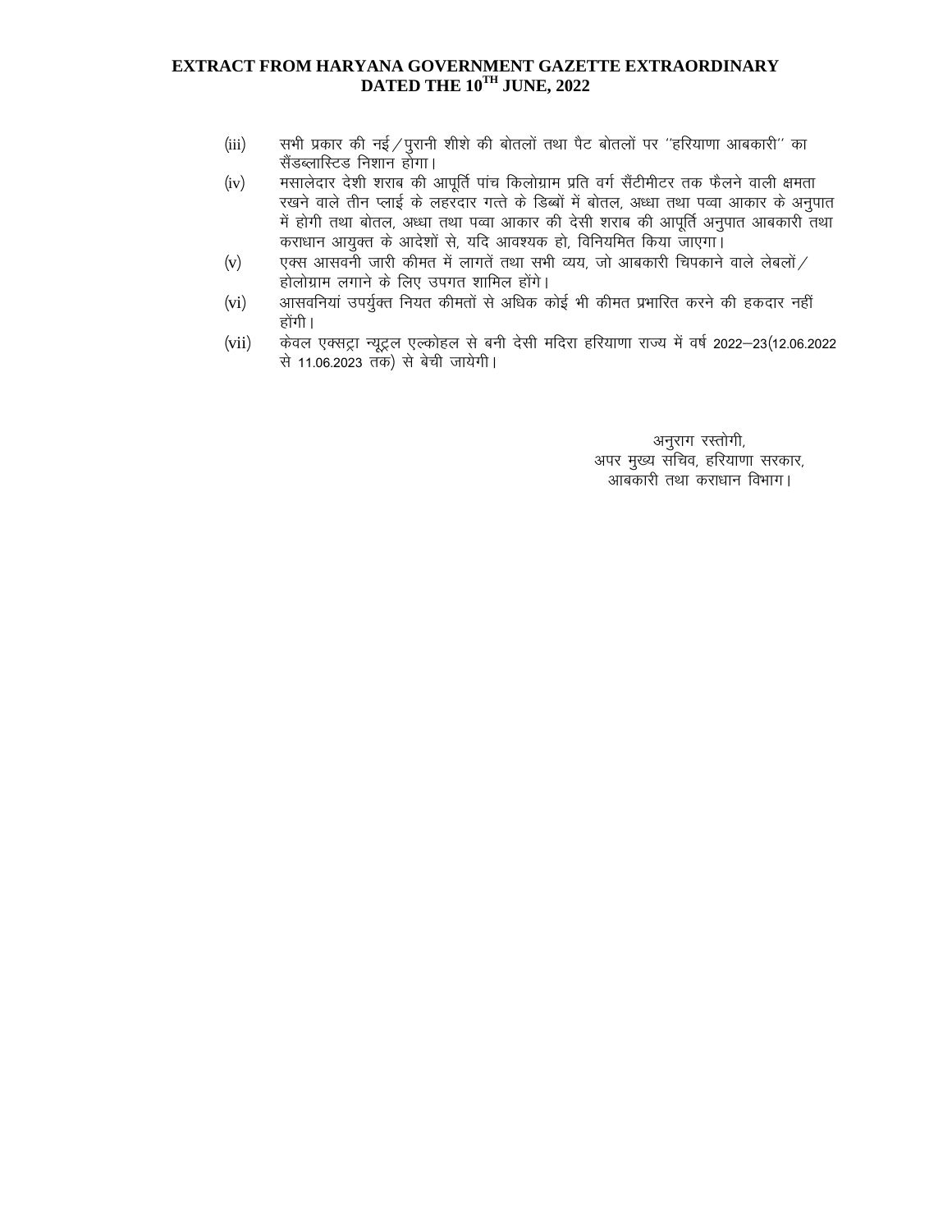**EXTRACT FROM HARYANA GOVERNMENT GAZETTE EXTRAORDINARY DATED THE 10TH JUNE, 2022**

(iii) सभी प्रकार की नई/पुरानी शीशे की बोतलों तथा पैट बोतलों पर ''हरियाणा आबकारी'' का सैंडब्लास्टिड निशान होगा।

(iv) मसालेदार देशी शराब की आपूर्ति पांच किलोग्राम प्रति वर्ग सैंटीमीटर तक फैलने वाली क्षमता रखने वाले तीन प्लाई के लहरदार गत्ते के डिब्बों में बोतल, अध्धा तथा पव्वा आकार के अनुपात में होगी तथा बोतल, अध्धा तथा पव्वा आकार की देसी शराब की आपूर्ति अनुपात आबकारी तथा कराधान आयुक्त के आदेशों से, यदि आवश्यक हो, विनियमित किया जाएगा।

(v) एक्स आसवनी जारी कीमत में लागतें तथा सभी व्यय, जो आबकारी चिपकाने वाले लेबलों/होलोग्राम लगाने के लिए उपगत शामिल होंगे।

(vi) आसवनियां उपर्युक्त नियत कीमतों से अधिक कोई भी कीमत प्रभारित करने की हकदार नहीं होंगी।

(vii) केवल एक्सट्रा न्यूट्रल एल्कोहल से बनी देसी मदिरा हरियाणा राज्य में वर्ष 2022–23(12.06.2022 से 11.06.2023 तक) से बेची जायेगी।

अनुराग रस्तोगी,
अपर मुख्य सचिव, हरियाणा सरकार,
आबकारी तथा कराधान विभाग।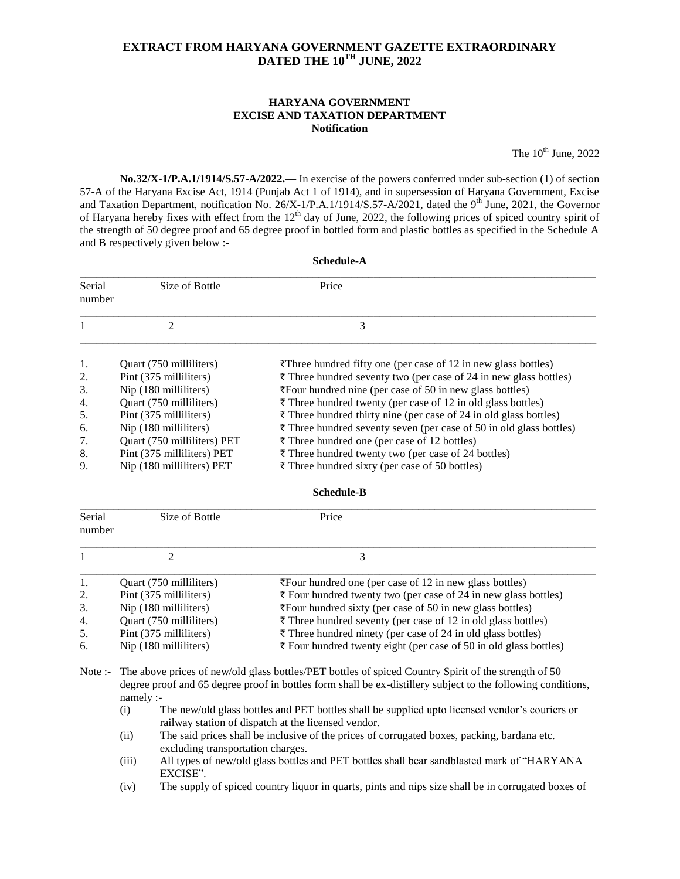# EXTRACT FROM HARYANA GOVERNMENT GAZETTE EXTRAORDINARY DATED THE 10TH JUNE, 2022

## HARYANA GOVERNMENT
## EXCISE AND TAXATION DEPARTMENT
### Notification

The 10th June, 2022

**No.32/X-1/P.A.1/1914/S.57-A/2022.—** In exercise of the powers conferred under sub-section (1) of section 57-A of the Haryana Excise Act, 1914 (Punjab Act 1 of 1914), and in supersession of Haryana Government, Excise and Taxation Department, notification No. 26/X-1/P.A.1/1914/S.57-A/2021, dated the 9th June, 2021, the Governor of Haryana hereby fixes with effect from the 12th day of June, 2022, the following prices of spiced country spirit of the strength of 50 degree proof and 65 degree proof in bottled form and plastic bottles as specified in the Schedule A and B respectively given below :-

**Schedule-A**

| Serial number | Size of Bottle | Price |
|---|---|---|
| 1 | 2 | 3 |
| 1. | Quart (750 milliliters) | ₹Three hundred fifty one (per case of 12 in new glass bottles) |
| 2. | Pint (375 milliliters) | ₹ Three hundred seventy two (per case of 24 in new glass bottles) |
| 3. | Nip (180 milliliters) | ₹Four hundred nine (per case of 50 in new glass bottles) |
| 4. | Quart (750 milliliters) | ₹ Three hundred twenty (per case of 12 in old glass bottles) |
| 5. | Pint (375 milliliters) | ₹ Three hundred thirty nine (per case of 24 in old glass bottles) |
| 6. | Nip (180 milliliters) | ₹ Three hundred seventy seven (per case of 50 in old glass bottles) |
| 7. | Quart (750 milliliters) PET | ₹ Three hundred one (per case of 12 bottles) |
| 8. | Pint (375 milliliters) PET | ₹ Three hundred twenty two (per case of 24 bottles) |
| 9. | Nip (180 milliliters) PET | ₹ Three hundred sixty (per case of 50 bottles) |

**Schedule-B**

| Serial number | Size of Bottle | Price |
|---|---|---|
| 1 | 2 | 3 |
| 1. | Quart (750 milliliters) | ₹Four hundred one (per case of 12 in new glass bottles) |
| 2. | Pint (375 milliliters) | ₹ Four hundred twenty two (per case of 24 in new glass bottles) |
| 3. | Nip (180 milliliters) | ₹Four hundred sixty (per case of 50 in new glass bottles) |
| 4. | Quart (750 milliliters) | ₹ Three hundred seventy (per case of 12 in old glass bottles) |
| 5. | Pint (375 milliliters) | ₹ Three hundred ninety (per case of 24 in old glass bottles) |
| 6. | Nip (180 milliliters) | ₹ Four hundred twenty eight (per case of 50 in old glass bottles) |

Note :- The above prices of new/old glass bottles/PET bottles of spiced Country Spirit of the strength of 50 degree proof and 65 degree proof in bottles form shall be ex-distillery subject to the following conditions, namely :-

(i) The new/old glass bottles and PET bottles shall be supplied upto licensed vendor's couriers or railway station of dispatch at the licensed vendor.

(ii) The said prices shall be inclusive of the prices of corrugated boxes, packing, bardana etc. excluding transportation charges.

(iii) All types of new/old glass bottles and PET bottles shall bear sandblasted mark of "HARYANA EXCISE".

(iv) The supply of spiced country liquor in quarts, pints and nips size shall be in corrugated boxes of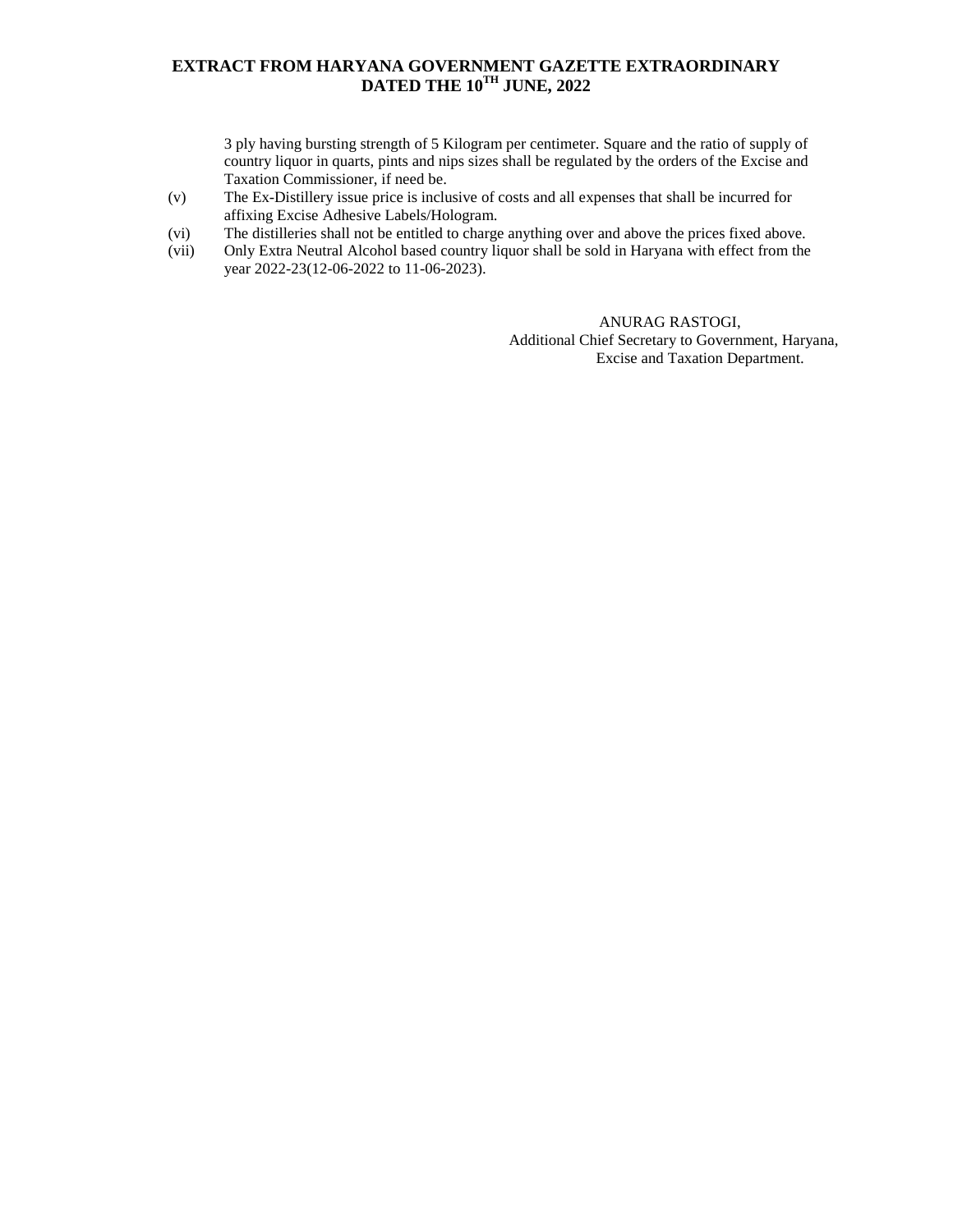**EXTRACT FROM HARYANA GOVERNMENT GAZETTE EXTRAORDINARY DATED THE 10TH JUNE, 2022**

3 ply having bursting strength of 5 Kilogram per centimeter. Square and the ratio of supply of country liquor in quarts, pints and nips sizes shall be regulated by the orders of the Excise and Taxation Commissioner, if need be.

(v) The Ex-Distillery issue price is inclusive of costs and all expenses that shall be incurred for affixing Excise Adhesive Labels/Hologram.

(vi) The distilleries shall not be entitled to charge anything over and above the prices fixed above.

(vii) Only Extra Neutral Alcohol based country liquor shall be sold in Haryana with effect from the year 2022-23(12-06-2022 to 11-06-2023).

ANURAG RASTOGI,
Additional Chief Secretary to Government, Haryana,
Excise and Taxation Department.